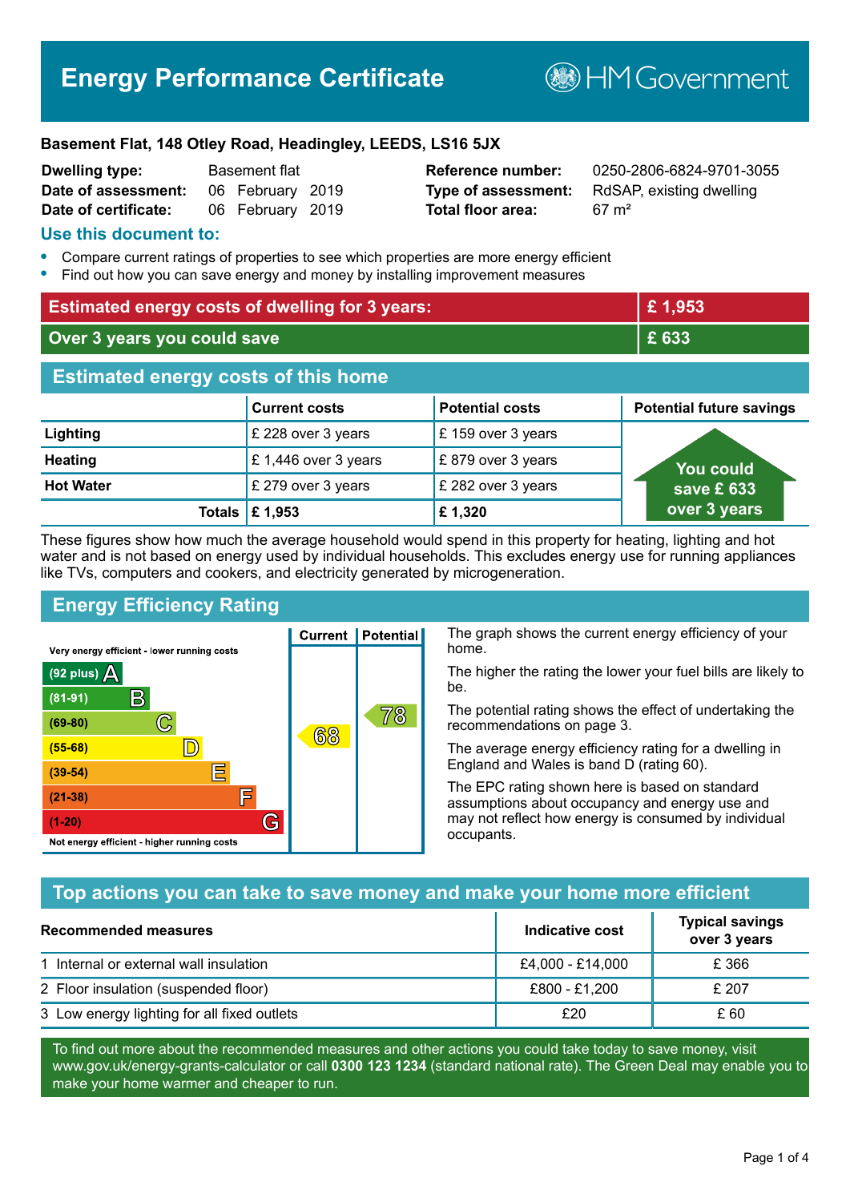# Energy Performance Certificate

HM Government

**Basement Flat, 148 Otley Road, Headingley, LEEDS, LS16 5JX**

| | | | |
|---|---|---|---|
| **Dwelling type:** | Basement flat | **Reference number:** | 0250-2806-6824-9701-3055 |
| **Date of assessment:** | 06 February 2019 | **Type of assessment:** | RdSAP, existing dwelling |
| **Date of certificate:** | 06 February 2019 | **Total floor area:** | 67 m² |

## Use this document to:

- Compare current ratings of properties to see which properties are more energy efficient
- Find out how you can save energy and money by installing improvement measures

| | |
|---|---|
| **Estimated energy costs of dwelling for 3 years:** | **£ 1,953** |
| **Over 3 years you could save** | **£ 633** |

## Estimated energy costs of this home

| | Current costs | Potential costs | Potential future savings |
|---|---|---|---|
| **Lighting** | £ 228 over 3 years | £ 159 over 3 years | You could save £ 633 over 3 years |
| **Heating** | £ 1,446 over 3 years | £ 879 over 3 years | |
| **Hot Water** | £ 279 over 3 years | £ 282 over 3 years | |
| **Totals** | **£ 1,953** | **£ 1,320** | |

These figures show how much the average household would spend in this property for heating, lighting and hot water and is not based on energy used by individual households. This excludes energy use for running appliances like TVs, computers and cookers, and electricity generated by microgeneration.

## Energy Efficiency Rating

| Rating | Current | Potential |
|---|---|---|
| Very energy efficient - lower running costs | | |
| (92 plus) A | | |
| (81-91) B | | |
| (69-80) C | | 78 |
| (55-68) D | 68 | |
| (39-54) E | | |
| (21-38) F | | |
| (1-20) G | | |
| Not energy efficient - higher running costs | | |

The graph shows the current energy efficiency of your home.

The higher the rating the lower your fuel bills are likely to be.

The potential rating shows the effect of undertaking the recommendations on page 3.

The average energy efficiency rating for a dwelling in England and Wales is band D (rating 60).

The EPC rating shown here is based on standard assumptions about occupancy and energy use and may not reflect how energy is consumed by individual occupants.

## Top actions you can take to save money and make your home more efficient

| Recommended measures | Indicative cost | Typical savings over 3 years |
|---|---|---|
| 1 Internal or external wall insulation | £4,000 - £14,000 | £ 366 |
| 2 Floor insulation (suspended floor) | £800 - £1,200 | £ 207 |
| 3 Low energy lighting for all fixed outlets | £20 | £ 60 |

To find out more about the recommended measures and other actions you could take today to save money, visit www.gov.uk/energy-grants-calculator or call **0300 123 1234** (standard national rate). The Green Deal may enable you to make your home warmer and cheaper to run.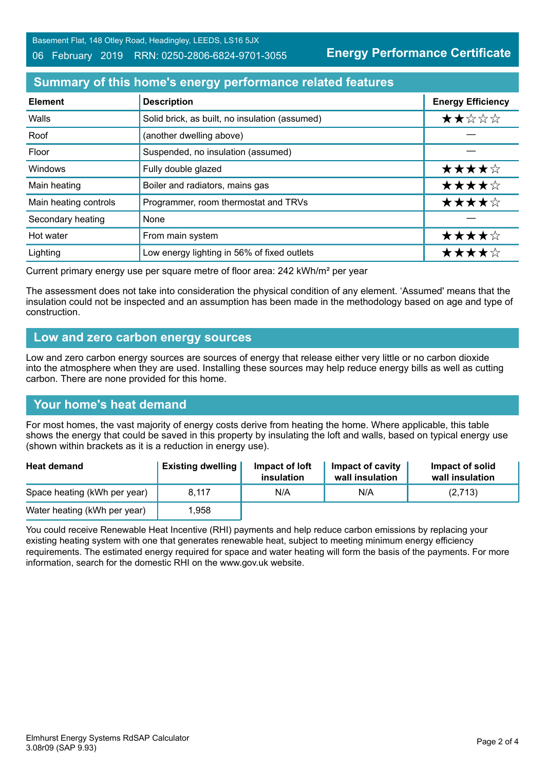Basement Flat, 148 Otley Road, Headingley, LEEDS, LS16 5JX

06 February 2019 RRN: 0250-2806-6824-9701-3055

**Energy Performance Certificate**

## Summary of this home's energy performance related features

| Element | Description | Energy Efficiency |
|---|---|---|
| Walls | Solid brick, as built, no insulation (assumed) | ★★☆☆☆ |
| Roof | (another dwelling above) | — |
| Floor | Suspended, no insulation (assumed) | — |
| Windows | Fully double glazed | ★★★★☆ |
| Main heating | Boiler and radiators, mains gas | ★★★★☆ |
| Main heating controls | Programmer, room thermostat and TRVs | ★★★★☆ |
| Secondary heating | None | — |
| Hot water | From main system | ★★★★☆ |
| Lighting | Low energy lighting in 56% of fixed outlets | ★★★★☆ |

Current primary energy use per square metre of floor area: 242 kWh/m² per year

The assessment does not take into consideration the physical condition of any element. 'Assumed' means that the insulation could not be inspected and an assumption has been made in the methodology based on age and type of construction.

## Low and zero carbon energy sources

Low and zero carbon energy sources are sources of energy that release either very little or no carbon dioxide into the atmosphere when they are used. Installing these sources may help reduce energy bills as well as cutting carbon. There are none provided for this home.

## Your home's heat demand

For most homes, the vast majority of energy costs derive from heating the home. Where applicable, this table shows the energy that could be saved in this property by insulating the loft and walls, based on typical energy use (shown within brackets as it is a reduction in energy use).

| Heat demand | Existing dwelling | Impact of loft insulation | Impact of cavity wall insulation | Impact of solid wall insulation |
|---|---|---|---|---|
| Space heating (kWh per year) | 8,117 | N/A | N/A | (2,713) |
| Water heating (kWh per year) | 1,958 | | | |

You could receive Renewable Heat Incentive (RHI) payments and help reduce carbon emissions by replacing your existing heating system with one that generates renewable heat, subject to meeting minimum energy efficiency requirements. The estimated energy required for space and water heating will form the basis of the payments. For more information, search for the domestic RHI on the www.gov.uk website.

Elmhurst Energy Systems RdSAP Calculator 3.08r09 (SAP 9.93)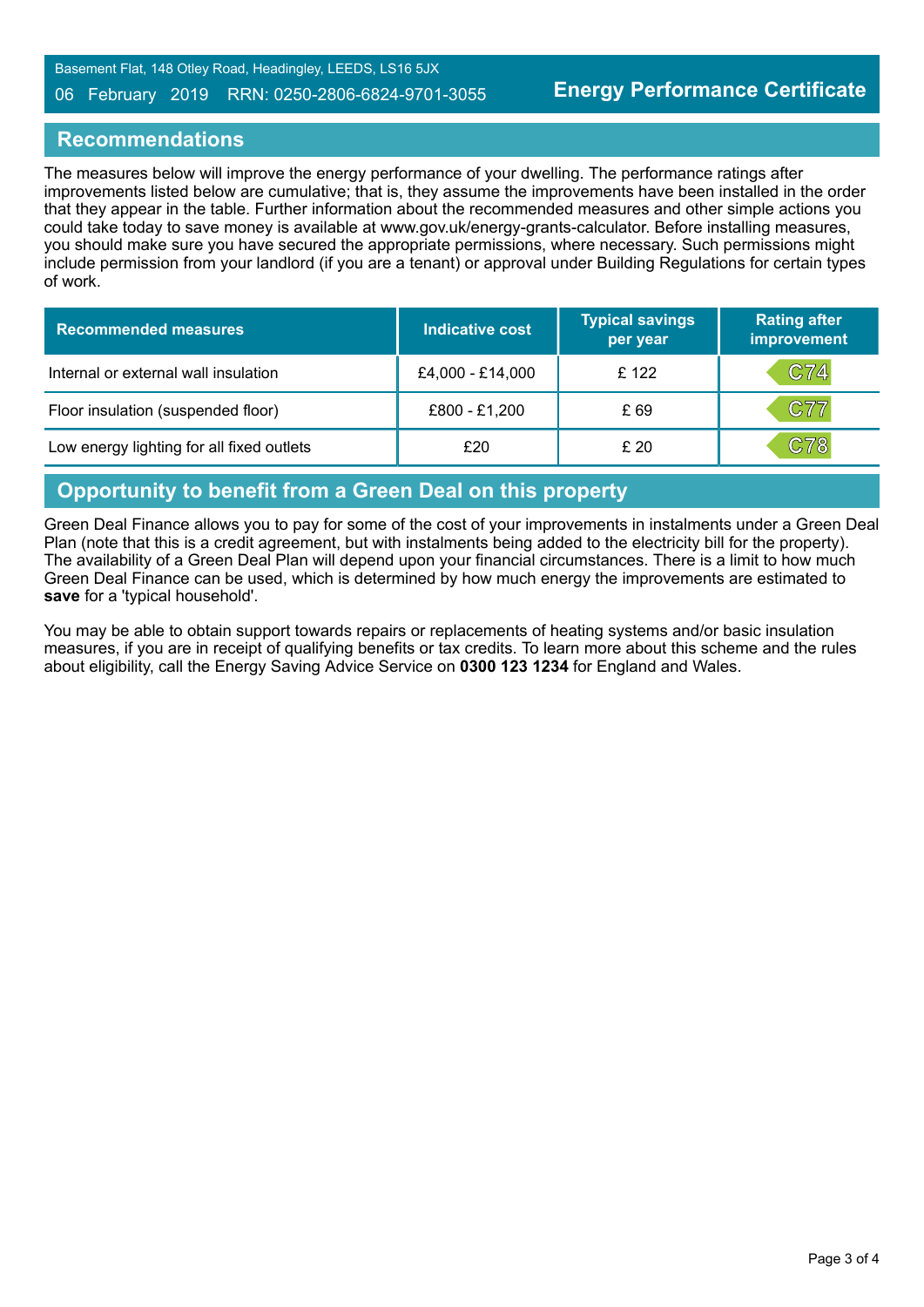## Recommendations

The measures below will improve the energy performance of your dwelling. The performance ratings after improvements listed below are cumulative; that is, they assume the improvements have been installed in the order that they appear in the table. Further information about the recommended measures and other simple actions you could take today to save money is available at www.gov.uk/energy-grants-calculator. Before installing measures, you should make sure you have secured the appropriate permissions, where necessary. Such permissions might include permission from your landlord (if you are a tenant) or approval under Building Regulations for certain types of work.

| Recommended measures | Indicative cost | Typical savings per year | Rating after improvement |
|---|---|---|---|
| Internal or external wall insulation | £4,000 - £14,000 | £ 122 | C74 |
| Floor insulation (suspended floor) | £800 - £1,200 | £ 69 | C77 |
| Low energy lighting for all fixed outlets | £20 | £ 20 | C78 |

## Opportunity to benefit from a Green Deal on this property

Green Deal Finance allows you to pay for some of the cost of your improvements in instalments under a Green Deal Plan (note that this is a credit agreement, but with instalments being added to the electricity bill for the property). The availability of a Green Deal Plan will depend upon your financial circumstances. There is a limit to how much Green Deal Finance can be used, which is determined by how much energy the improvements are estimated to **save** for a 'typical household'.

You may be able to obtain support towards repairs or replacements of heating systems and/or basic insulation measures, if you are in receipt of qualifying benefits or tax credits. To learn more about this scheme and the rules about eligibility, call the Energy Saving Advice Service on **0300 123 1234** for England and Wales.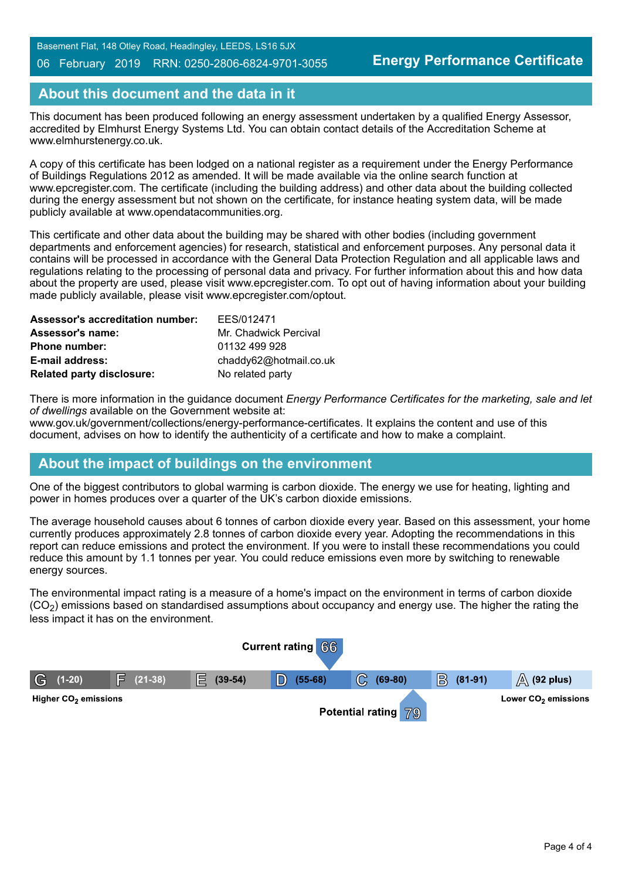Basement Flat, 148 Otley Road, Headingley, LEEDS, LS16 5JX

06 February 2019 RRN: 0250-2806-6824-9701-3055

**Energy Performance Certificate**

## About this document and the data in it

This document has been produced following an energy assessment undertaken by a qualified Energy Assessor, accredited by Elmhurst Energy Systems Ltd. You can obtain contact details of the Accreditation Scheme at www.elmhurstenergy.co.uk.

A copy of this certificate has been lodged on a national register as a requirement under the Energy Performance of Buildings Regulations 2012 as amended. It will be made available via the online search function at www.epcregister.com. The certificate (including the building address) and other data about the building collected during the energy assessment but not shown on the certificate, for instance heating system data, will be made publicly available at www.opendatacommunities.org.

This certificate and other data about the building may be shared with other bodies (including government departments and enforcement agencies) for research, statistical and enforcement purposes. Any personal data it contains will be processed in accordance with the General Data Protection Regulation and all applicable laws and regulations relating to the processing of personal data and privacy. For further information about this and how data about the property are used, please visit www.epcregister.com. To opt out of having information about your building made publicly available, please visit www.epcregister.com/optout.

| | |
|---|---|
| **Assessor's accreditation number:** | EES/012471 |
| **Assessor's name:** | Mr. Chadwick Percival |
| **Phone number:** | 01132 499 928 |
| **E-mail address:** | chaddy62@hotmail.co.uk |
| **Related party disclosure:** | No related party |

There is more information in the guidance document *Energy Performance Certificates for the marketing, sale and let of dwellings* available on the Government website at: www.gov.uk/government/collections/energy-performance-certificates. It explains the content and use of this document, advises on how to identify the authenticity of a certificate and how to make a complaint.

## About the impact of buildings on the environment

One of the biggest contributors to global warming is carbon dioxide. The energy we use for heating, lighting and power in homes produces over a quarter of the UK's carbon dioxide emissions.

The average household causes about 6 tonnes of carbon dioxide every year. Based on this assessment, your home currently produces approximately 2.8 tonnes of carbon dioxide every year. Adopting the recommendations in this report can reduce emissions and protect the environment. If you were to install these recommendations you could reduce this amount by 1.1 tonnes per year. You could reduce emissions even more by switching to renewable energy sources.

The environmental impact rating is a measure of a home's impact on the environment in terms of carbon dioxide ($CO_2$) emissions based on standardised assumptions about occupancy and energy use. The higher the rating the less impact it has on the environment.

Current rating 66

G (1-20) F (21-38) E (39-54) D (55-68) C (69-80) B (81-91) A (92 plus)

Higher $CO_2$ emissions

Lower $CO_2$ emissions

Potential rating 79